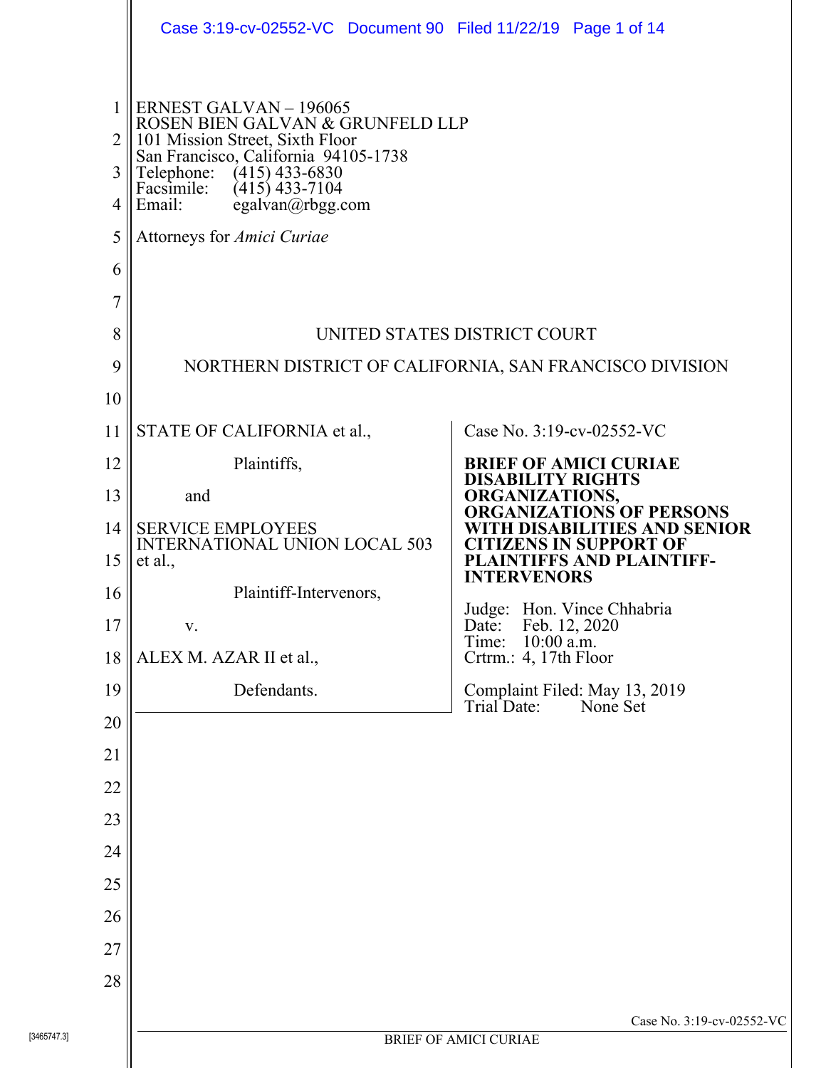ERNEST GALVAN – 196065
ROSEN BIEN GALVAN & GRUNFELD LLP
101 Mission Street, Sixth Floor
San Francisco, California 94105-1738
Telephone: (415) 433-6830
Facsimile: (415) 433-7104
Email: egalvan@rbgg.com

Attorneys for *Amici Curiae*

UNITED STATES DISTRICT COURT

NORTHERN DISTRICT OF CALIFORNIA, SAN FRANCISCO DIVISION

STATE OF CALIFORNIA et al.,

Plaintiffs,

and

SERVICE EMPLOYEES INTERNATIONAL UNION LOCAL 503 et al.,

Plaintiff-Intervenors,

v.

ALEX M. AZAR II et al.,

Defendants.

Case No. 3:19-cv-02552-VC

**BRIEF OF AMICI CURIAE DISABILITY RIGHTS ORGANIZATIONS, ORGANIZATIONS OF PERSONS WITH DISABILITIES AND SENIOR CITIZENS IN SUPPORT OF PLAINTIFFS AND PLAINTIFF-INTERVENORS**

Judge: Hon. Vince Chhabria
Date: Feb. 12, 2020
Time: 10:00 a.m.
Crtrm.: 4, 17th Floor

Complaint Filed: May 13, 2019
Trial Date: None Set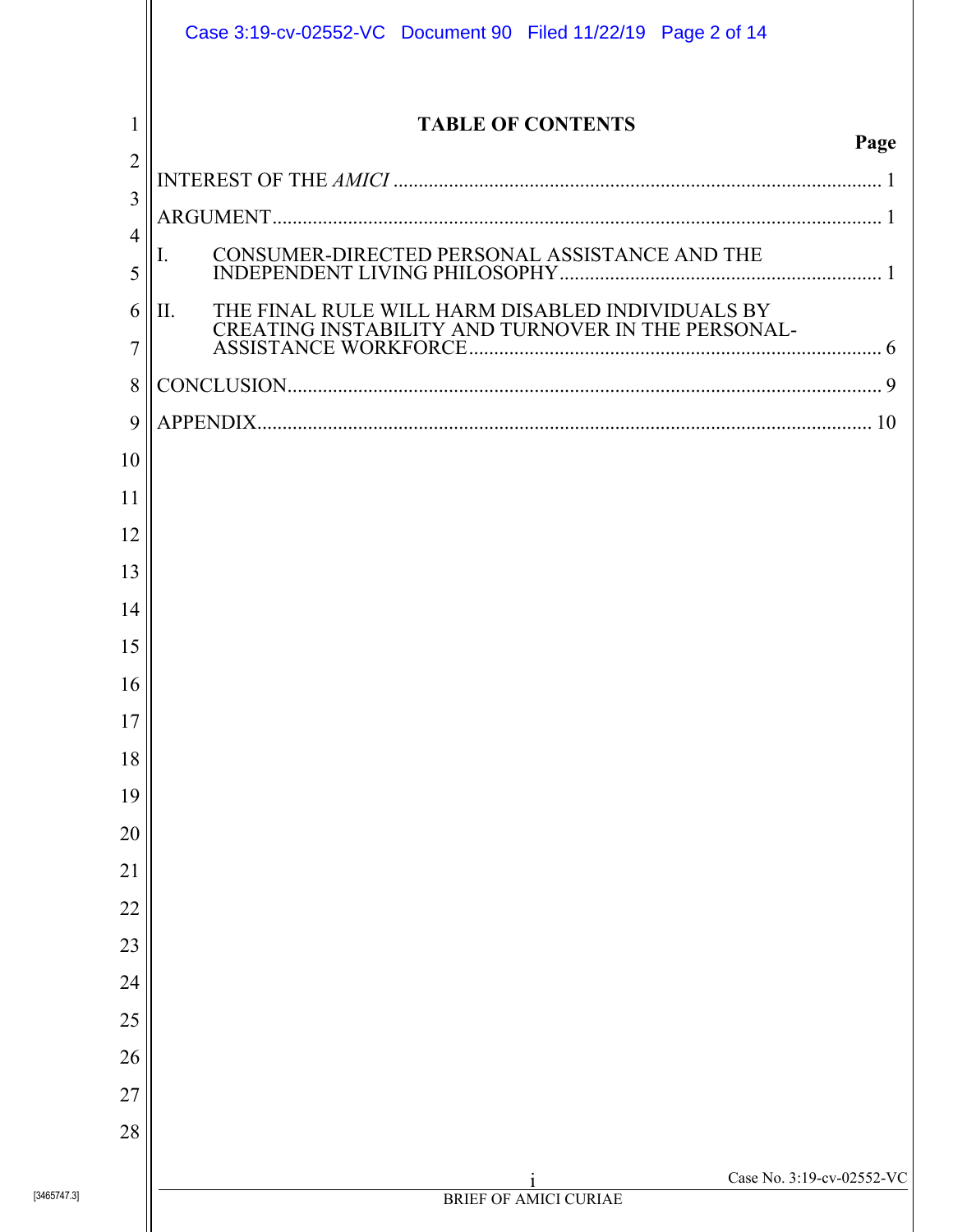# TABLE OF CONTENTS

| | Page |
|---|---|
| INTEREST OF THE *AMICI* | 1 |
| ARGUMENT | 1 |
| I. CONSUMER-DIRECTED PERSONAL ASSISTANCE AND THE INDEPENDENT LIVING PHILOSOPHY | 1 |
| II. THE FINAL RULE WILL HARM DISABLED INDIVIDUALS BY CREATING INSTABILITY AND TURNOVER IN THE PERSONAL-ASSISTANCE WORKFORCE | 6 |
| CONCLUSION | 9 |
| APPENDIX | 10 |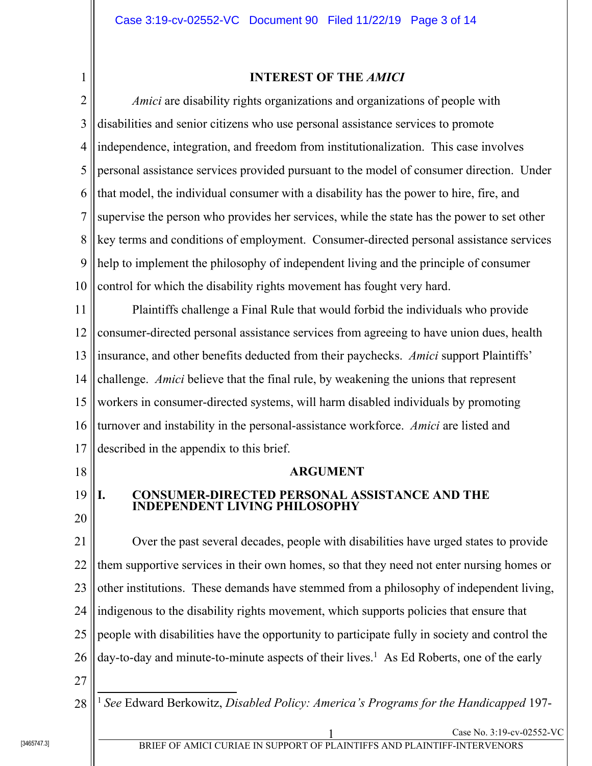## INTEREST OF THE *AMICI*

*Amici* are disability rights organizations and organizations of people with disabilities and senior citizens who use personal assistance services to promote independence, integration, and freedom from institutionalization. This case involves personal assistance services provided pursuant to the model of consumer direction. Under that model, the individual consumer with a disability has the power to hire, fire, and supervise the person who provides her services, while the state has the power to set other key terms and conditions of employment. Consumer-directed personal assistance services help to implement the philosophy of independent living and the principle of consumer control for which the disability rights movement has fought very hard.

Plaintiffs challenge a Final Rule that would forbid the individuals who provide consumer-directed personal assistance services from agreeing to have union dues, health insurance, and other benefits deducted from their paychecks. *Amici* support Plaintiffs' challenge. *Amici* believe that the final rule, by weakening the unions that represent workers in consumer-directed systems, will harm disabled individuals by promoting turnover and instability in the personal-assistance workforce. *Amici* are listed and described in the appendix to this brief.

## ARGUMENT

### I. CONSUMER-DIRECTED PERSONAL ASSISTANCE AND THE INDEPENDENT LIVING PHILOSOPHY

Over the past several decades, people with disabilities have urged states to provide them supportive services in their own homes, so that they need not enter nursing homes or other institutions. These demands have stemmed from a philosophy of independent living, indigenous to the disability rights movement, which supports policies that ensure that people with disabilities have the opportunity to participate fully in society and control the day-to-day and minute-to-minute aspects of their lives.[1] As Ed Roberts, one of the early

[1] *See* Edward Berkowitz, *Disabled Policy: America's Programs for the Handicapped* 197-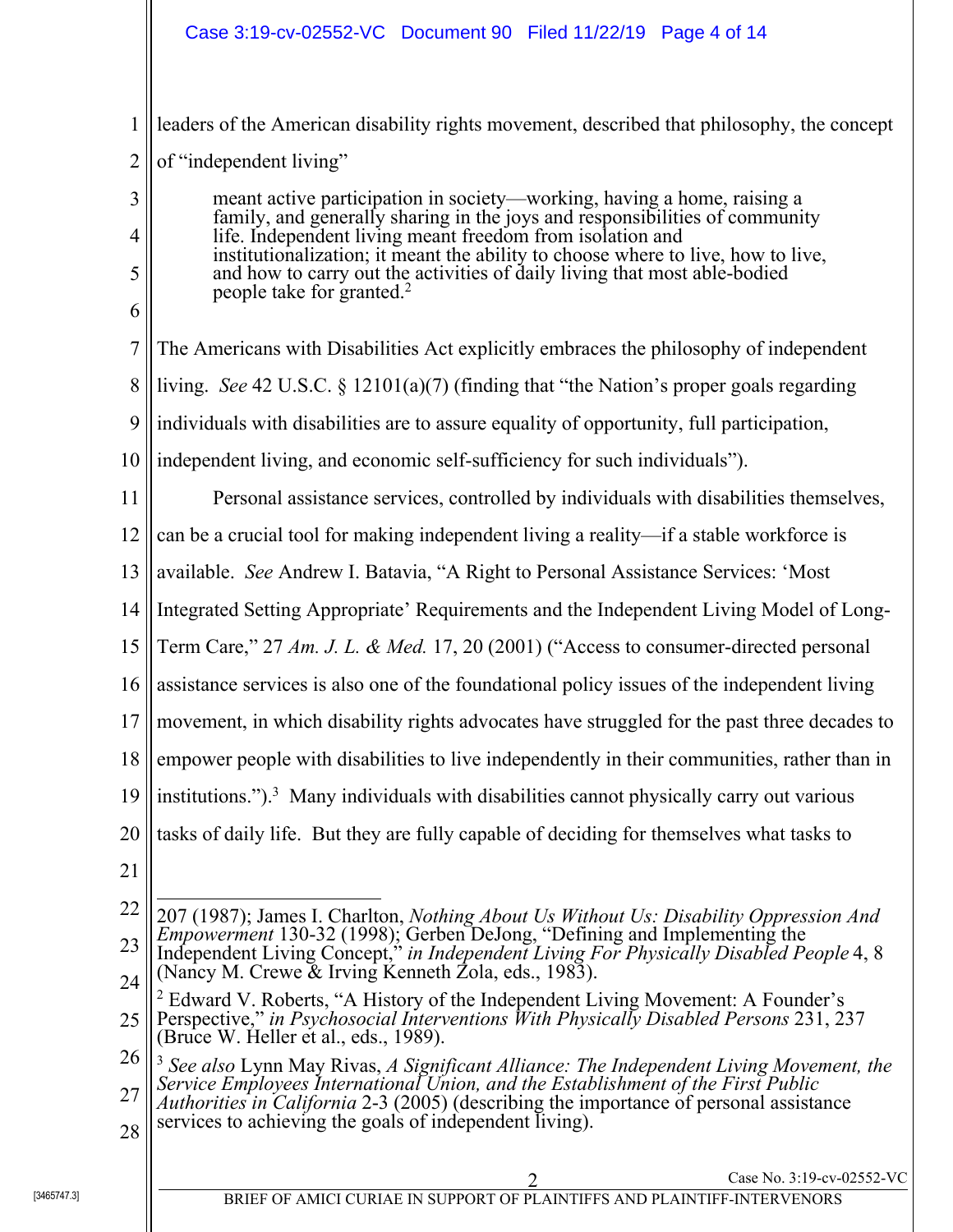leaders of the American disability rights movement, described that philosophy, the concept of "independent living"

> meant active participation in society—working, having a home, raising a family, and generally sharing in the joys and responsibilities of community life. Independent living meant freedom from isolation and institutionalization; it meant the ability to choose where to live, how to live, and how to carry out the activities of daily living that most able-bodied people take for granted.[2]

The Americans with Disabilities Act explicitly embraces the philosophy of independent living. *See* 42 U.S.C. § 12101(a)(7) (finding that "the Nation's proper goals regarding individuals with disabilities are to assure equality of opportunity, full participation, independent living, and economic self-sufficiency for such individuals").

Personal assistance services, controlled by individuals with disabilities themselves, can be a crucial tool for making independent living a reality—if a stable workforce is available. *See* Andrew I. Batavia, "A Right to Personal Assistance Services: 'Most Integrated Setting Appropriate' Requirements and the Independent Living Model of Long-Term Care," 27 *Am. J. L. & Med.* 17, 20 (2001) ("Access to consumer-directed personal assistance services is also one of the foundational policy issues of the independent living movement, in which disability rights advocates have struggled for the past three decades to empower people with disabilities to live independently in their communities, rather than in institutions.").[3] Many individuals with disabilities cannot physically carry out various tasks of daily life. But they are fully capable of deciding for themselves what tasks to

---

207 (1987); James I. Charlton, *Nothing About Us Without Us: Disability Oppression And Empowerment* 130-32 (1998); Gerben DeJong, "Defining and Implementing the Independent Living Concept," *in Independent Living For Physically Disabled People* 4, 8 (Nancy M. Crewe & Irving Kenneth Zola, eds., 1983).

[2] Edward V. Roberts, "A History of the Independent Living Movement: A Founder's Perspective," *in Psychosocial Interventions With Physically Disabled Persons* 231, 237 (Bruce W. Heller et al., eds., 1989).

[3] *See also* Lynn May Rivas, *A Significant Alliance: The Independent Living Movement, the Service Employees International Union, and the Establishment of the First Public Authorities in California* 2-3 (2005) (describing the importance of personal assistance services to achieving the goals of independent living).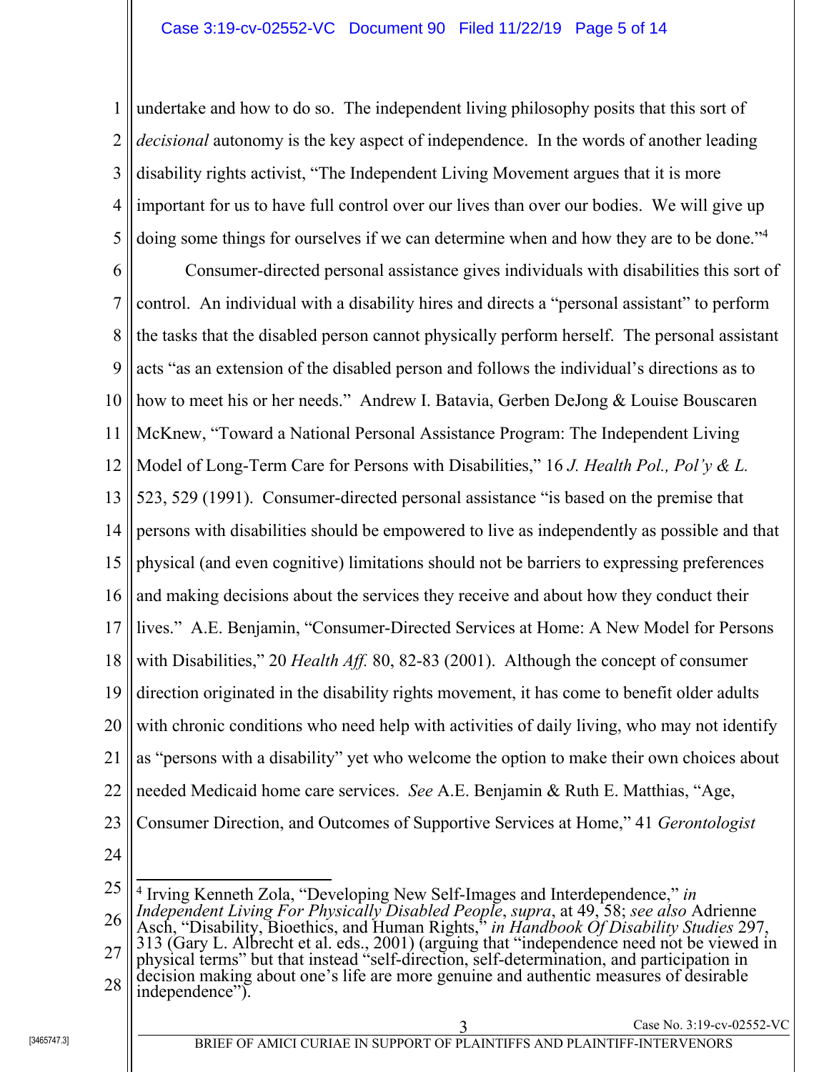undertake and how to do so. The independent living philosophy posits that this sort of *decisional* autonomy is the key aspect of independence. In the words of another leading disability rights activist, "The Independent Living Movement argues that it is more important for us to have full control over our lives than over our bodies. We will give up doing some things for ourselves if we can determine when and how they are to be done."[4]

Consumer-directed personal assistance gives individuals with disabilities this sort of control. An individual with a disability hires and directs a "personal assistant" to perform the tasks that the disabled person cannot physically perform herself. The personal assistant acts "as an extension of the disabled person and follows the individual's directions as to how to meet his or her needs." Andrew I. Batavia, Gerben DeJong & Louise Bouscaren McKnew, "Toward a National Personal Assistance Program: The Independent Living Model of Long-Term Care for Persons with Disabilities," 16 *J. Health Pol., Pol'y & L.* 523, 529 (1991). Consumer-directed personal assistance "is based on the premise that persons with disabilities should be empowered to live as independently as possible and that physical (and even cognitive) limitations should not be barriers to expressing preferences and making decisions about the services they receive and about how they conduct their lives." A.E. Benjamin, "Consumer-Directed Services at Home: A New Model for Persons with Disabilities," 20 *Health Aff.* 80, 82-83 (2001). Although the concept of consumer direction originated in the disability rights movement, it has come to benefit older adults with chronic conditions who need help with activities of daily living, who may not identify as "persons with a disability" yet who welcome the option to make their own choices about needed Medicaid home care services. *See* A.E. Benjamin & Ruth E. Matthias, "Age, Consumer Direction, and Outcomes of Supportive Services at Home," 41 *Gerontologist*

---

[4] Irving Kenneth Zola, "Developing New Self-Images and Interdependence," *in Independent Living For Physically Disabled People*, *supra*, at 49, 58; *see also* Adrienne Asch, "Disability, Bioethics, and Human Rights," *in Handbook Of Disability Studies* 297, 313 (Gary L. Albrecht et al. eds., 2001) (arguing that "independence need not be viewed in physical terms" but that instead "self-direction, self-determination, and participation in decision making about one's life are more genuine and authentic measures of desirable independence").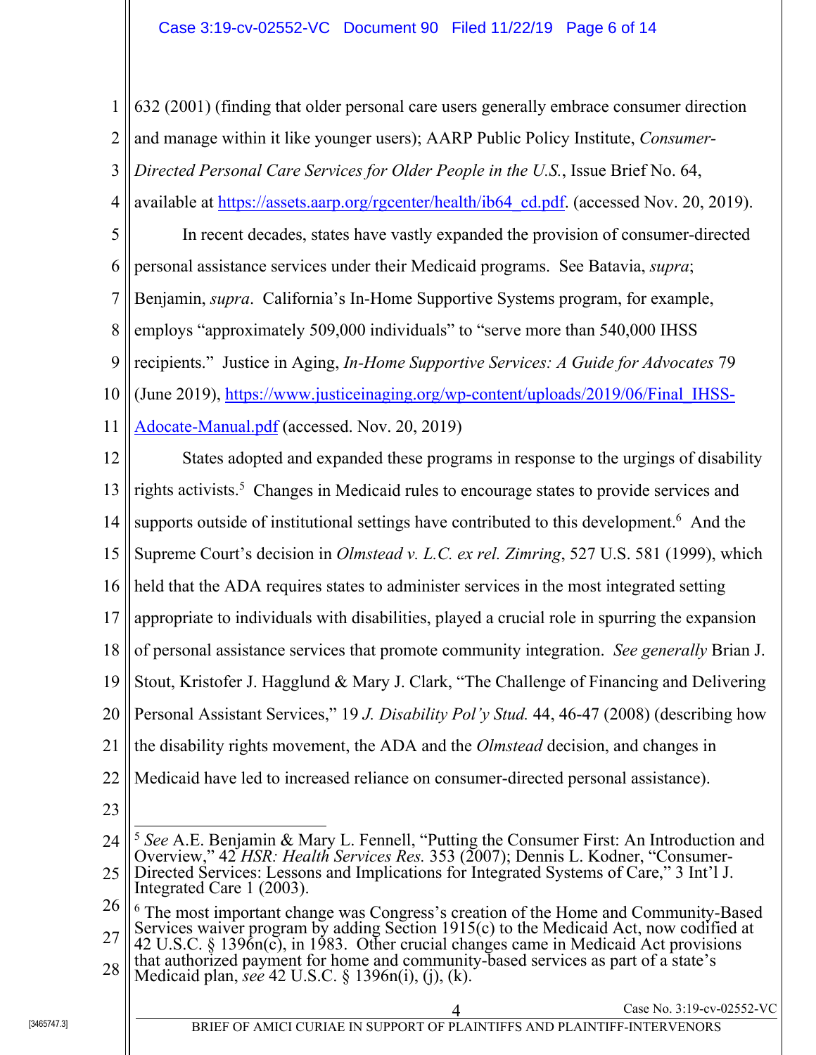632 (2001) (finding that older personal care users generally embrace consumer direction and manage within it like younger users); AARP Public Policy Institute, *Consumer-Directed Personal Care Services for Older People in the U.S.*, Issue Brief No. 64, available at https://assets.aarp.org/rgcenter/health/ib64_cd.pdf. (accessed Nov. 20, 2019).

In recent decades, states have vastly expanded the provision of consumer-directed personal assistance services under their Medicaid programs. See Batavia, *supra*; Benjamin, *supra*. California's In-Home Supportive Systems program, for example, employs "approximately 509,000 individuals" to "serve more than 540,000 IHSS recipients." Justice in Aging, *In-Home Supportive Services: A Guide for Advocates* 79 (June 2019), https://www.justiceinaging.org/wp-content/uploads/2019/06/Final_IHSS-Adocate-Manual.pdf (accessed. Nov. 20, 2019)

States adopted and expanded these programs in response to the urgings of disability rights activists.[5] Changes in Medicaid rules to encourage states to provide services and supports outside of institutional settings have contributed to this development.[6] And the Supreme Court's decision in *Olmstead v. L.C. ex rel. Zimring*, 527 U.S. 581 (1999), which held that the ADA requires states to administer services in the most integrated setting appropriate to individuals with disabilities, played a crucial role in spurring the expansion of personal assistance services that promote community integration. *See generally* Brian J. Stout, Kristofer J. Hagglund & Mary J. Clark, "The Challenge of Financing and Delivering Personal Assistant Services," 19 *J. Disability Pol'y Stud.* 44, 46-47 (2008) (describing how the disability rights movement, the ADA and the *Olmstead* decision, and changes in Medicaid have led to increased reliance on consumer-directed personal assistance).

---

[5] *See* A.E. Benjamin & Mary L. Fennell, "Putting the Consumer First: An Introduction and Overview," 42 *HSR: Health Services Res.* 353 (2007); Dennis L. Kodner, "Consumer-Directed Services: Lessons and Implications for Integrated Systems of Care," 3 Int'l J. Integrated Care 1 (2003).

[6] The most important change was Congress's creation of the Home and Community-Based Services waiver program by adding Section 1915(c) to the Medicaid Act, now codified at 42 U.S.C. § 1396n(c), in 1983. Other crucial changes came in Medicaid Act provisions that authorized payment for home and community-based services as part of a state's Medicaid plan, *see* 42 U.S.C. § 1396n(i), (j), (k).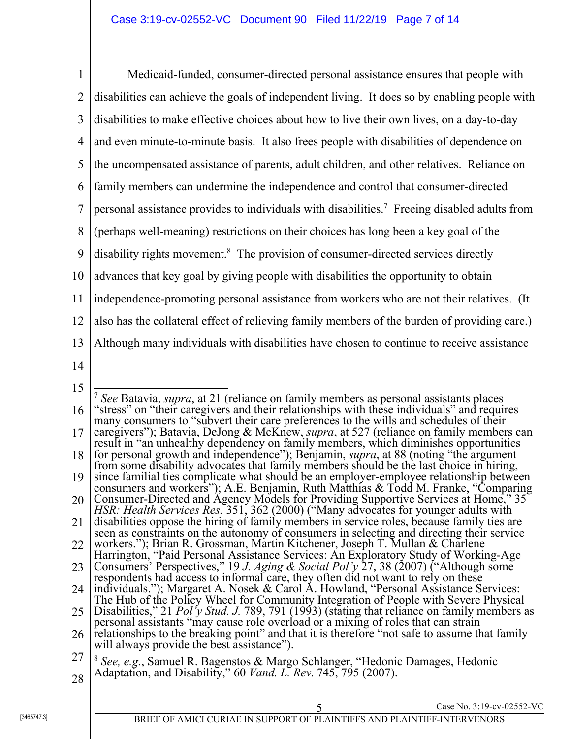Medicaid-funded, consumer-directed personal assistance ensures that people with disabilities can achieve the goals of independent living. It does so by enabling people with disabilities to make effective choices about how to live their own lives, on a day-to-day and even minute-to-minute basis. It also frees people with disabilities of dependence on the uncompensated assistance of parents, adult children, and other relatives. Reliance on family members can undermine the independence and control that consumer-directed personal assistance provides to individuals with disabilities.[7] Freeing disabled adults from (perhaps well-meaning) restrictions on their choices has long been a key goal of the disability rights movement.[8] The provision of consumer-directed services directly advances that key goal by giving people with disabilities the opportunity to obtain independence-promoting personal assistance from workers who are not their relatives. (It also has the collateral effect of relieving family members of the burden of providing care.) Although many individuals with disabilities have chosen to continue to receive assistance

---

[7] *See* Batavia, *supra*, at 21 (reliance on family members as personal assistants places "stress" on "their caregivers and their relationships with these individuals" and requires many consumers to "subvert their care preferences to the wills and schedules of their caregivers"); Batavia, DeJong & McKnew, *supra*, at 527 (reliance on family members can result in "an unhealthy dependency on family members, which diminishes opportunities for personal growth and independence"); Benjamin, *supra*, at 88 (noting "the argument from some disability advocates that family members should be the last choice in hiring, since familial ties complicate what should be an employer-employee relationship between consumers and workers"); A.E. Benjamin, Ruth Matthias & Todd M. Franke, "Comparing Consumer-Directed and Agency Models for Providing Supportive Services at Home," 35 *HSR: Health Services Res.* 351, 362 (2000) ("Many advocates for younger adults with disabilities oppose the hiring of family members in service roles, because family ties are seen as constraints on the autonomy of consumers in selecting and directing their service workers."); Brian R. Grossman, Martin Kitchener, Joseph T. Mullan & Charlene Harrington, "Paid Personal Assistance Services: An Exploratory Study of Working-Age Consumers' Perspectives," 19 *J. Aging & Social Pol'y* 27, 38 (2007) ("Although some respondents had access to informal care, they often did not want to rely on these individuals."); Margaret A. Nosek & Carol A. Howland, "Personal Assistance Services: The Hub of the Policy Wheel for Community Integration of People with Severe Physical Disabilities," 21 *Pol'y Stud. J.* 789, 791 (1993) (stating that reliance on family members as personal assistants "may cause role overload or a mixing of roles that can strain relationships to the breaking point" and that it is therefore "not safe to assume that family will always provide the best assistance").

[8] *See, e.g.*, Samuel R. Bagenstos & Margo Schlanger, "Hedonic Damages, Hedonic Adaptation, and Disability," 60 *Vand. L. Rev.* 745, 795 (2007).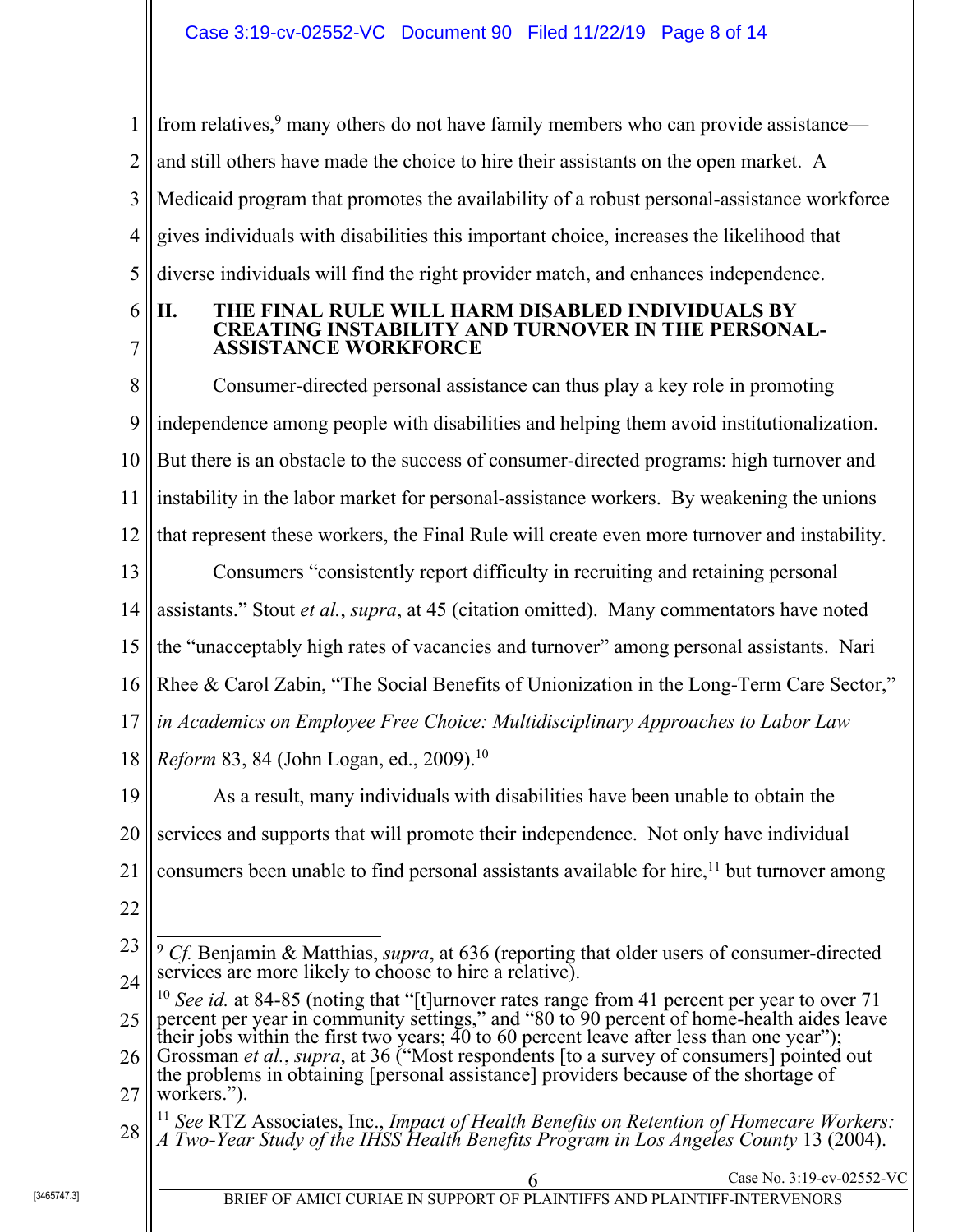from relatives,[9] many others do not have family members who can provide assistance—and still others have made the choice to hire their assistants on the open market. A Medicaid program that promotes the availability of a robust personal-assistance workforce gives individuals with disabilities this important choice, increases the likelihood that diverse individuals will find the right provider match, and enhances independence.

## II. THE FINAL RULE WILL HARM DISABLED INDIVIDUALS BY CREATING INSTABILITY AND TURNOVER IN THE PERSONAL-ASSISTANCE WORKFORCE

Consumer-directed personal assistance can thus play a key role in promoting independence among people with disabilities and helping them avoid institutionalization. But there is an obstacle to the success of consumer-directed programs: high turnover and instability in the labor market for personal-assistance workers. By weakening the unions that represent these workers, the Final Rule will create even more turnover and instability.

Consumers "consistently report difficulty in recruiting and retaining personal assistants." Stout *et al.*, *supra*, at 45 (citation omitted). Many commentators have noted the "unacceptably high rates of vacancies and turnover" among personal assistants. Nari Rhee & Carol Zabin, "The Social Benefits of Unionization in the Long-Term Care Sector," *in Academics on Employee Free Choice: Multidisciplinary Approaches to Labor Law Reform* 83, 84 (John Logan, ed., 2009).[10]

As a result, many individuals with disabilities have been unable to obtain the services and supports that will promote their independence. Not only have individual consumers been unable to find personal assistants available for hire,[11] but turnover among

---

[9] *Cf.* Benjamin & Matthias, *supra*, at 636 (reporting that older users of consumer-directed services are more likely to choose to hire a relative).

[10] *See id.* at 84-85 (noting that "[t]urnover rates range from 41 percent per year to over 71 percent per year in community settings," and "80 to 90 percent of home-health aides leave their jobs within the first two years; 40 to 60 percent leave after less than one year"); Grossman *et al.*, *supra*, at 36 ("Most respondents [to a survey of consumers] pointed out the problems in obtaining [personal assistance] providers because of the shortage of workers.").

[11] *See* RTZ Associates, Inc., *Impact of Health Benefits on Retention of Homecare Workers: A Two-Year Study of the IHSS Health Benefits Program in Los Angeles County* 13 (2004).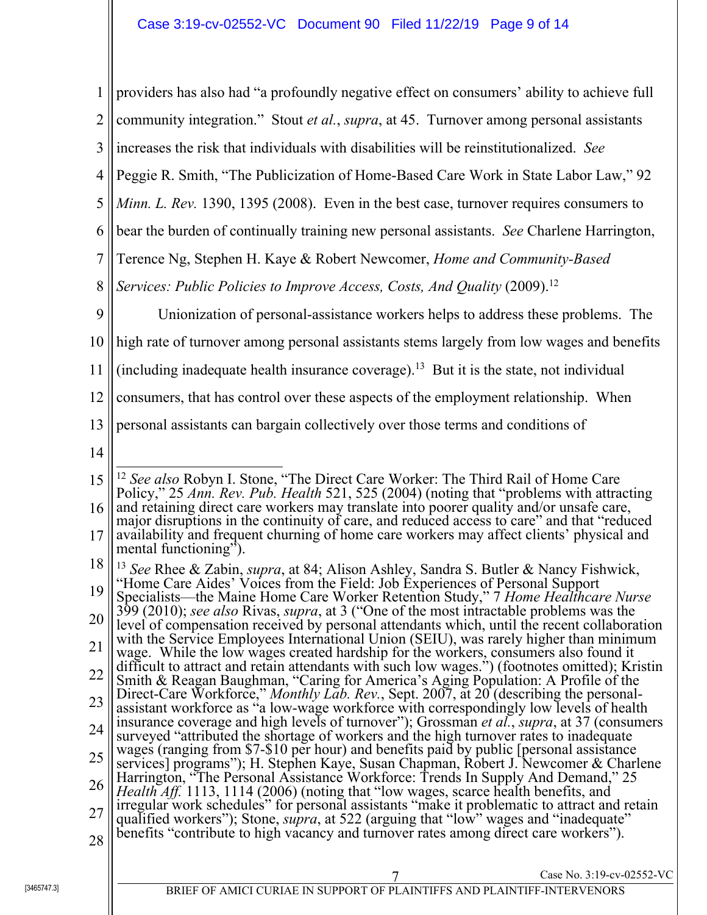providers has also had "a profoundly negative effect on consumers' ability to achieve full community integration." Stout *et al.*, *supra*, at 45. Turnover among personal assistants increases the risk that individuals with disabilities will be reinstitutionalized. *See* Peggie R. Smith, "The Publicization of Home-Based Care Work in State Labor Law," 92 *Minn. L. Rev.* 1390, 1395 (2008). Even in the best case, turnover requires consumers to bear the burden of continually training new personal assistants. *See* Charlene Harrington, Terence Ng, Stephen H. Kaye & Robert Newcomer, *Home and Community-Based Services: Public Policies to Improve Access, Costs, And Quality* (2009).[12]

Unionization of personal-assistance workers helps to address these problems. The high rate of turnover among personal assistants stems largely from low wages and benefits (including inadequate health insurance coverage).[13] But it is the state, not individual consumers, that has control over these aspects of the employment relationship. When personal assistants can bargain collectively over those terms and conditions of

---

[12] *See also* Robyn I. Stone, "The Direct Care Worker: The Third Rail of Home Care Policy," 25 *Ann. Rev. Pub. Health* 521, 525 (2004) (noting that "problems with attracting and retaining direct care workers may translate into poorer quality and/or unsafe care, major disruptions in the continuity of care, and reduced access to care" and that "reduced availability and frequent churning of home care workers may affect clients' physical and mental functioning").

[13] *See* Rhee & Zabin, *supra*, at 84; Alison Ashley, Sandra S. Butler & Nancy Fishwick, "Home Care Aides' Voices from the Field: Job Experiences of Personal Support Specialists—the Maine Home Care Worker Retention Study," 7 *Home Healthcare Nurse* 399 (2010); *see also* Rivas, *supra*, at 3 ("One of the most intractable problems was the level of compensation received by personal attendants which, until the recent collaboration with the Service Employees International Union (SEIU), was rarely higher than minimum wage. While the low wages created hardship for the workers, consumers also found it difficult to attract and retain attendants with such low wages.") (footnotes omitted); Kristin Smith & Reagan Baughman, "Caring for America's Aging Population: A Profile of the Direct-Care Workforce," *Monthly Lab. Rev.*, Sept. 2007, at 20 (describing the personal-assistant workforce as "a low-wage workforce with correspondingly low levels of health insurance coverage and high levels of turnover"); Grossman *et al.*, *supra*, at 37 (consumers surveyed "attributed the shortage of workers and the high turnover rates to inadequate wages (ranging from $7-$10 per hour) and benefits paid by public [personal assistance services] programs"); H. Stephen Kaye, Susan Chapman, Robert J. Newcomer & Charlene Harrington, "The Personal Assistance Workforce: Trends In Supply And Demand," 25 *Health Aff.* 1113, 1114 (2006) (noting that "low wages, scarce health benefits, and irregular work schedules" for personal assistants "make it problematic to attract and retain qualified workers"); Stone, *supra*, at 522 (arguing that "low" wages and "inadequate" benefits "contribute to high vacancy and turnover rates among direct care workers").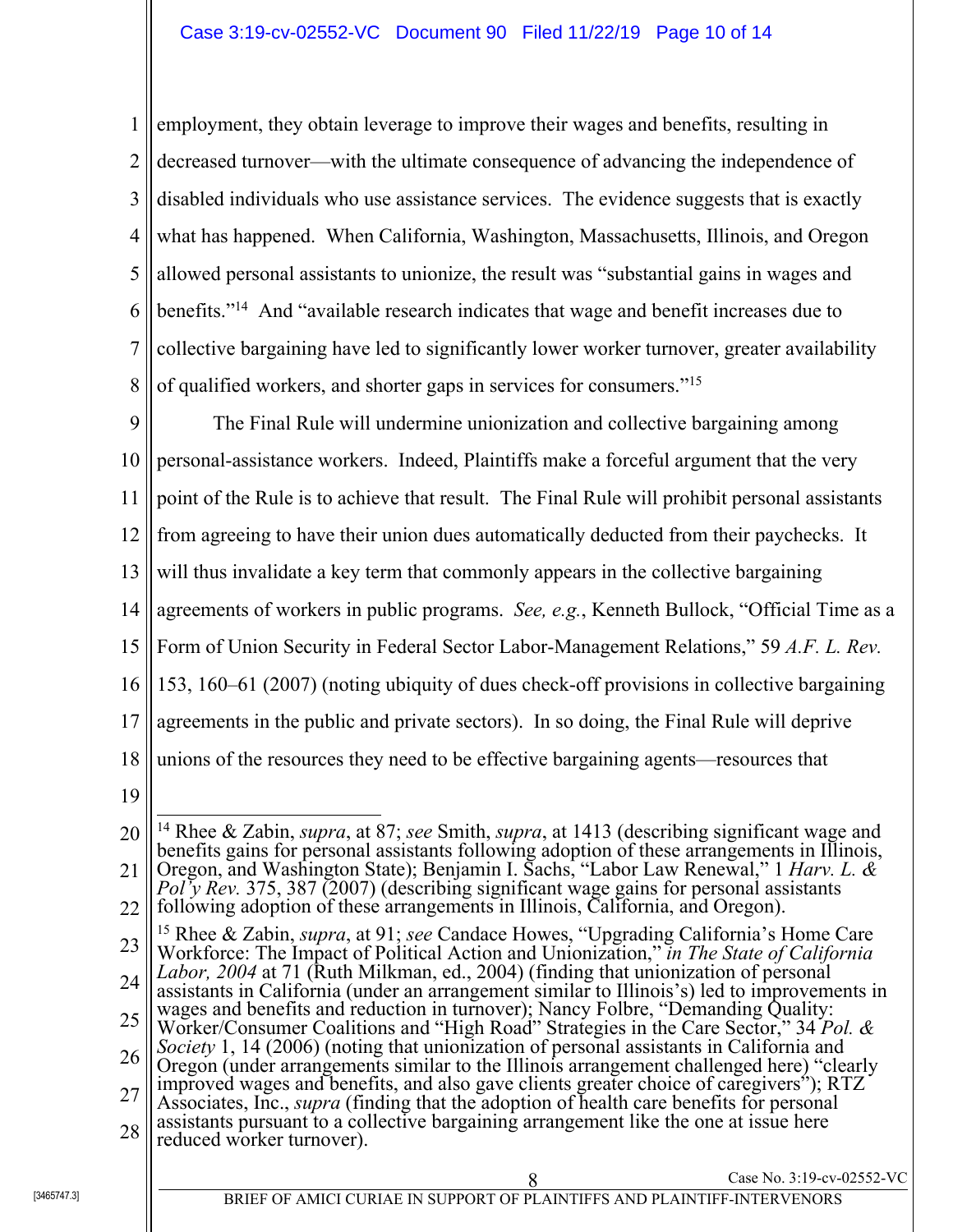employment, they obtain leverage to improve their wages and benefits, resulting in decreased turnover—with the ultimate consequence of advancing the independence of disabled individuals who use assistance services. The evidence suggests that is exactly what has happened. When California, Washington, Massachusetts, Illinois, and Oregon allowed personal assistants to unionize, the result was "substantial gains in wages and benefits."[14] And "available research indicates that wage and benefit increases due to collective bargaining have led to significantly lower worker turnover, greater availability of qualified workers, and shorter gaps in services for consumers."[15]

The Final Rule will undermine unionization and collective bargaining among personal-assistance workers. Indeed, Plaintiffs make a forceful argument that the very point of the Rule is to achieve that result. The Final Rule will prohibit personal assistants from agreeing to have their union dues automatically deducted from their paychecks. It will thus invalidate a key term that commonly appears in the collective bargaining agreements of workers in public programs. *See, e.g.*, Kenneth Bullock, "Official Time as a Form of Union Security in Federal Sector Labor-Management Relations," 59 *A.F. L. Rev.* 153, 160–61 (2007) (noting ubiquity of dues check-off provisions in collective bargaining agreements in the public and private sectors). In so doing, the Final Rule will deprive unions of the resources they need to be effective bargaining agents—resources that

---

[14] Rhee & Zabin, *supra*, at 87; *see* Smith, *supra*, at 1413 (describing significant wage and benefits gains for personal assistants following adoption of these arrangements in Illinois, Oregon, and Washington State); Benjamin I. Sachs, "Labor Law Renewal," 1 *Harv. L. & Pol'y Rev.* 375, 387 (2007) (describing significant wage gains for personal assistants following adoption of these arrangements in Illinois, California, and Oregon).

[15] Rhee & Zabin, *supra*, at 91; *see* Candace Howes, "Upgrading California's Home Care Workforce: The Impact of Political Action and Unionization," *in The State of California Labor, 2004* at 71 (Ruth Milkman, ed., 2004) (finding that unionization of personal assistants in California (under an arrangement similar to Illinois's) led to improvements in wages and benefits and reduction in turnover); Nancy Folbre, "Demanding Quality: Worker/Consumer Coalitions and "High Road" Strategies in the Care Sector," 34 *Pol. & Society* 1, 14 (2006) (noting that unionization of personal assistants in California and Oregon (under arrangements similar to the Illinois arrangement challenged here) "clearly improved wages and benefits, and also gave clients greater choice of caregivers"); RTZ Associates, Inc., *supra* (finding that the adoption of health care benefits for personal assistants pursuant to a collective bargaining arrangement like the one at issue here reduced worker turnover).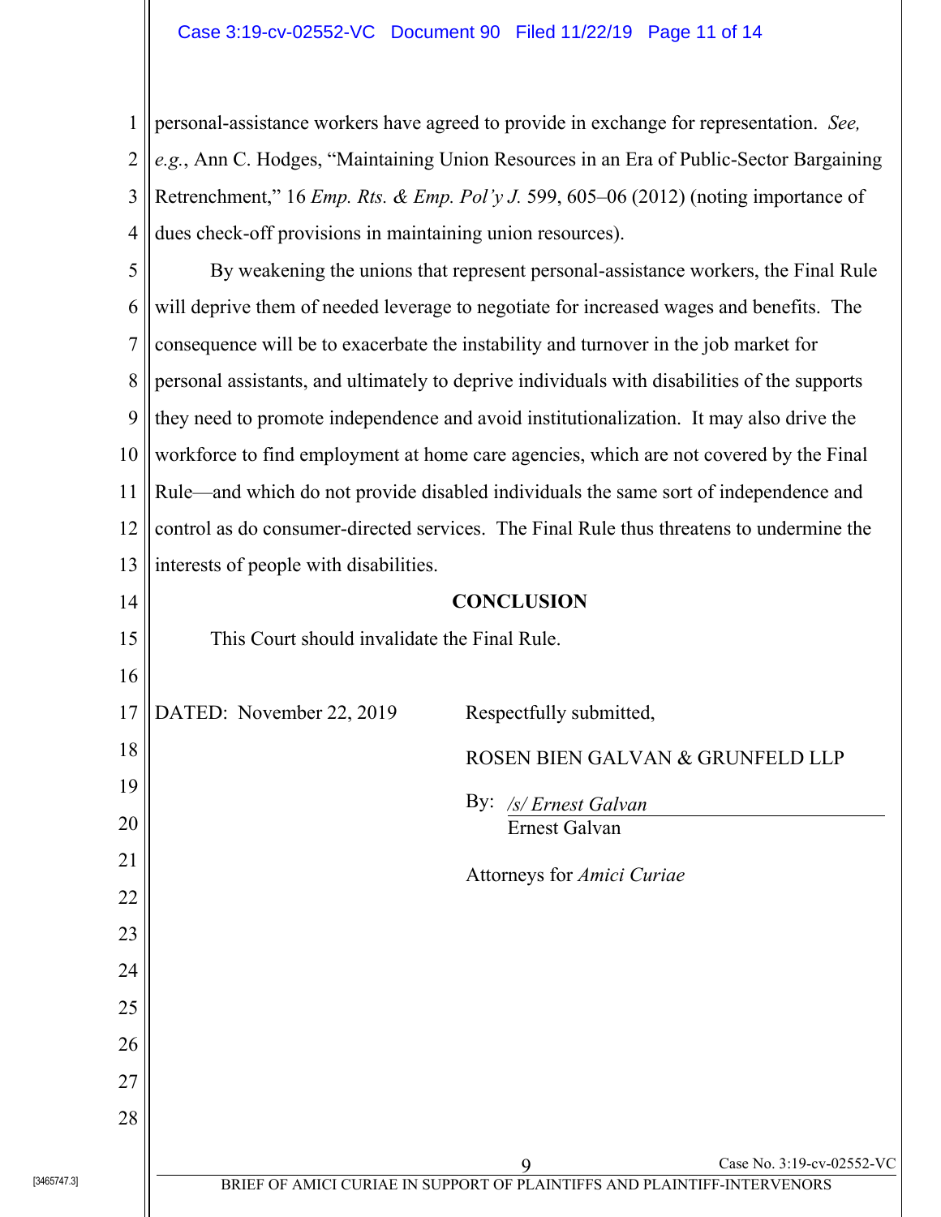personal-assistance workers have agreed to provide in exchange for representation. *See, e.g.*, Ann C. Hodges, "Maintaining Union Resources in an Era of Public-Sector Bargaining Retrenchment," 16 *Emp. Rts. & Emp. Pol'y J.* 599, 605–06 (2012) (noting importance of dues check-off provisions in maintaining union resources).

By weakening the unions that represent personal-assistance workers, the Final Rule will deprive them of needed leverage to negotiate for increased wages and benefits. The consequence will be to exacerbate the instability and turnover in the job market for personal assistants, and ultimately to deprive individuals with disabilities of the supports they need to promote independence and avoid institutionalization. It may also drive the workforce to find employment at home care agencies, which are not covered by the Final Rule—and which do not provide disabled individuals the same sort of independence and control as do consumer-directed services. The Final Rule thus threatens to undermine the interests of people with disabilities.

**CONCLUSION**

This Court should invalidate the Final Rule.

DATED: November 22, 2019

Respectfully submitted,

ROSEN BIEN GALVAN & GRUNFELD LLP

By: */s/ Ernest Galvan*
Ernest Galvan

Attorneys for *Amici Curiae*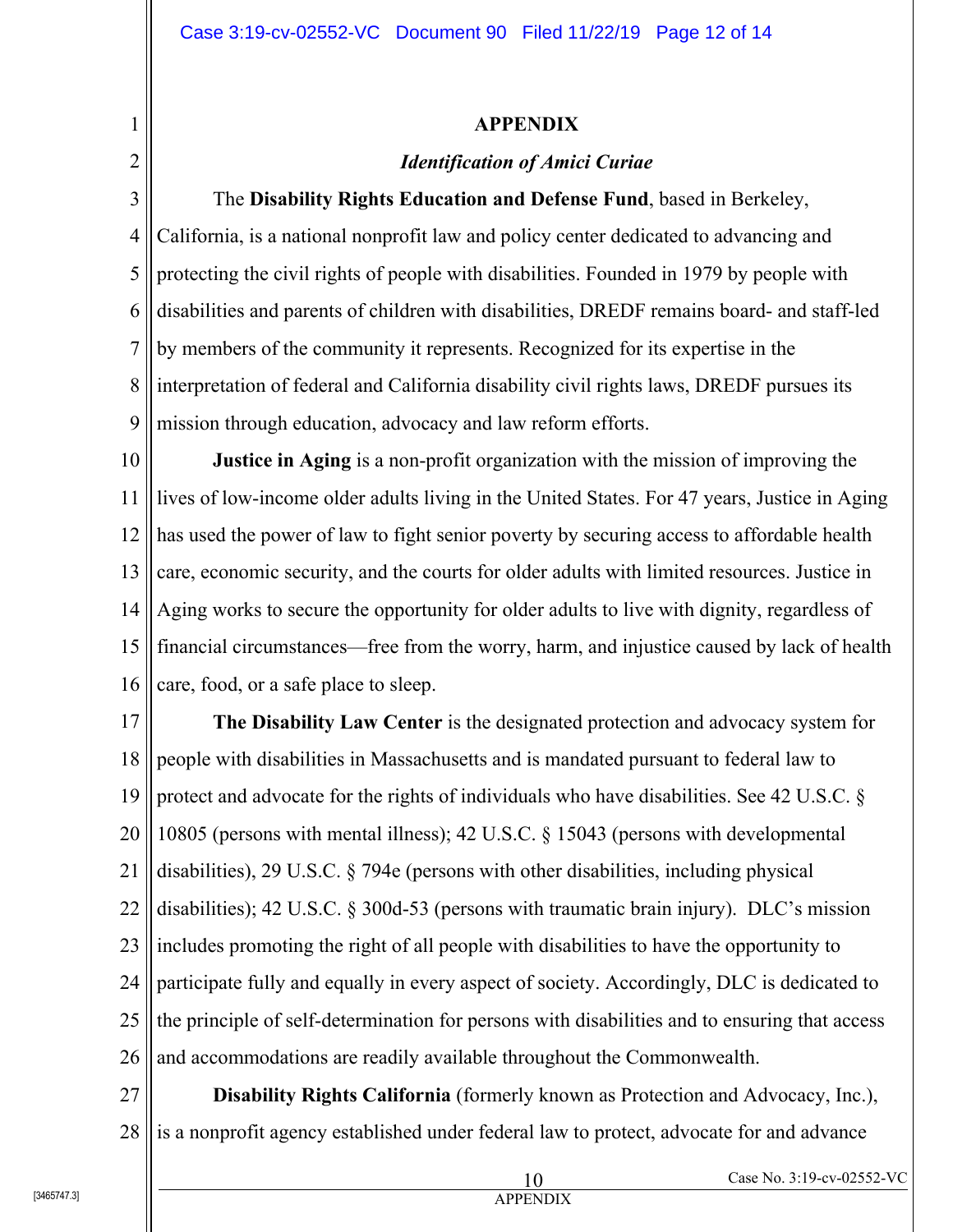## APPENDIX

### *Identification of Amici Curiae*

The **Disability Rights Education and Defense Fund**, based in Berkeley, California, is a national nonprofit law and policy center dedicated to advancing and protecting the civil rights of people with disabilities. Founded in 1979 by people with disabilities and parents of children with disabilities, DREDF remains board- and staff-led by members of the community it represents. Recognized for its expertise in the interpretation of federal and California disability civil rights laws, DREDF pursues its mission through education, advocacy and law reform efforts.

**Justice in Aging** is a non-profit organization with the mission of improving the lives of low-income older adults living in the United States. For 47 years, Justice in Aging has used the power of law to fight senior poverty by securing access to affordable health care, economic security, and the courts for older adults with limited resources. Justice in Aging works to secure the opportunity for older adults to live with dignity, regardless of financial circumstances—free from the worry, harm, and injustice caused by lack of health care, food, or a safe place to sleep.

**The Disability Law Center** is the designated protection and advocacy system for people with disabilities in Massachusetts and is mandated pursuant to federal law to protect and advocate for the rights of individuals who have disabilities. See 42 U.S.C. § 10805 (persons with mental illness); 42 U.S.C. § 15043 (persons with developmental disabilities), 29 U.S.C. § 794e (persons with other disabilities, including physical disabilities); 42 U.S.C. § 300d-53 (persons with traumatic brain injury). DLC's mission includes promoting the right of all people with disabilities to have the opportunity to participate fully and equally in every aspect of society. Accordingly, DLC is dedicated to the principle of self-determination for persons with disabilities and to ensuring that access and accommodations are readily available throughout the Commonwealth.

**Disability Rights California** (formerly known as Protection and Advocacy, Inc.), is a nonprofit agency established under federal law to protect, advocate for and advance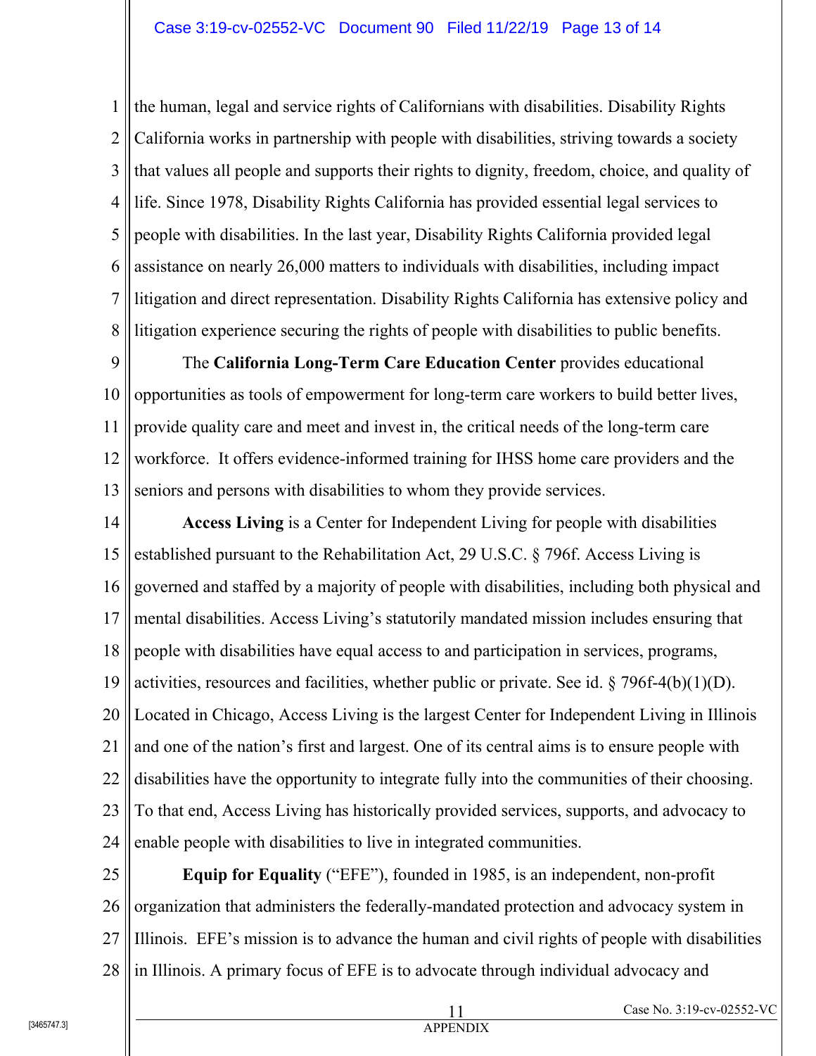the human, legal and service rights of Californians with disabilities. Disability Rights California works in partnership with people with disabilities, striving towards a society that values all people and supports their rights to dignity, freedom, choice, and quality of life. Since 1978, Disability Rights California has provided essential legal services to people with disabilities. In the last year, Disability Rights California provided legal assistance on nearly 26,000 matters to individuals with disabilities, including impact litigation and direct representation. Disability Rights California has extensive policy and litigation experience securing the rights of people with disabilities to public benefits.

The **California Long-Term Care Education Center** provides educational opportunities as tools of empowerment for long-term care workers to build better lives, provide quality care and meet and invest in, the critical needs of the long-term care workforce. It offers evidence-informed training for IHSS home care providers and the seniors and persons with disabilities to whom they provide services.

**Access Living** is a Center for Independent Living for people with disabilities established pursuant to the Rehabilitation Act, 29 U.S.C. § 796f. Access Living is governed and staffed by a majority of people with disabilities, including both physical and mental disabilities. Access Living's statutorily mandated mission includes ensuring that people with disabilities have equal access to and participation in services, programs, activities, resources and facilities, whether public or private. See id. § 796f-4(b)(1)(D). Located in Chicago, Access Living is the largest Center for Independent Living in Illinois and one of the nation's first and largest. One of its central aims is to ensure people with disabilities have the opportunity to integrate fully into the communities of their choosing. To that end, Access Living has historically provided services, supports, and advocacy to enable people with disabilities to live in integrated communities.

**Equip for Equality** ("EFE"), founded in 1985, is an independent, non-profit organization that administers the federally-mandated protection and advocacy system in Illinois. EFE's mission is to advance the human and civil rights of people with disabilities in Illinois. A primary focus of EFE is to advocate through individual advocacy and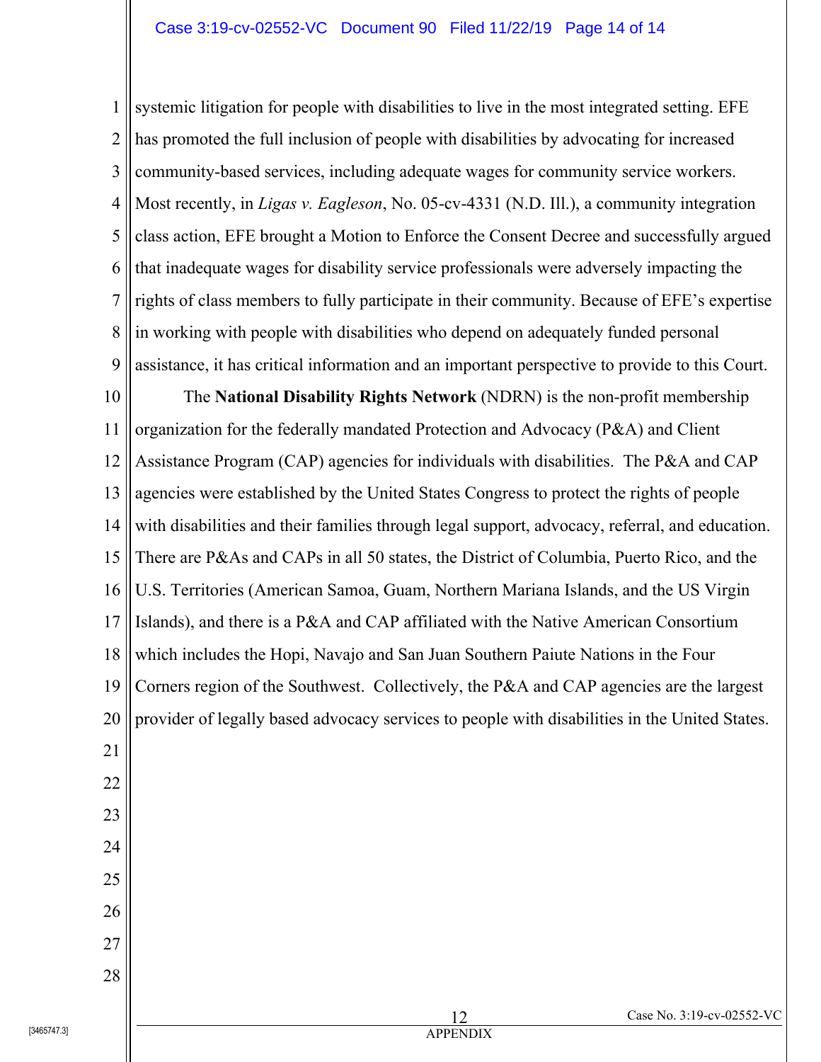systemic litigation for people with disabilities to live in the most integrated setting. EFE has promoted the full inclusion of people with disabilities by advocating for increased community-based services, including adequate wages for community service workers. Most recently, in *Ligas v. Eagleson*, No. 05-cv-4331 (N.D. Ill.), a community integration class action, EFE brought a Motion to Enforce the Consent Decree and successfully argued that inadequate wages for disability service professionals were adversely impacting the rights of class members to fully participate in their community. Because of EFE's expertise in working with people with disabilities who depend on adequately funded personal assistance, it has critical information and an important perspective to provide to this Court.

The **National Disability Rights Network** (NDRN) is the non-profit membership organization for the federally mandated Protection and Advocacy (P&A) and Client Assistance Program (CAP) agencies for individuals with disabilities. The P&A and CAP agencies were established by the United States Congress to protect the rights of people with disabilities and their families through legal support, advocacy, referral, and education. There are P&As and CAPs in all 50 states, the District of Columbia, Puerto Rico, and the U.S. Territories (American Samoa, Guam, Northern Mariana Islands, and the US Virgin Islands), and there is a P&A and CAP affiliated with the Native American Consortium which includes the Hopi, Navajo and San Juan Southern Paiute Nations in the Four Corners region of the Southwest. Collectively, the P&A and CAP agencies are the largest provider of legally based advocacy services to people with disabilities in the United States.